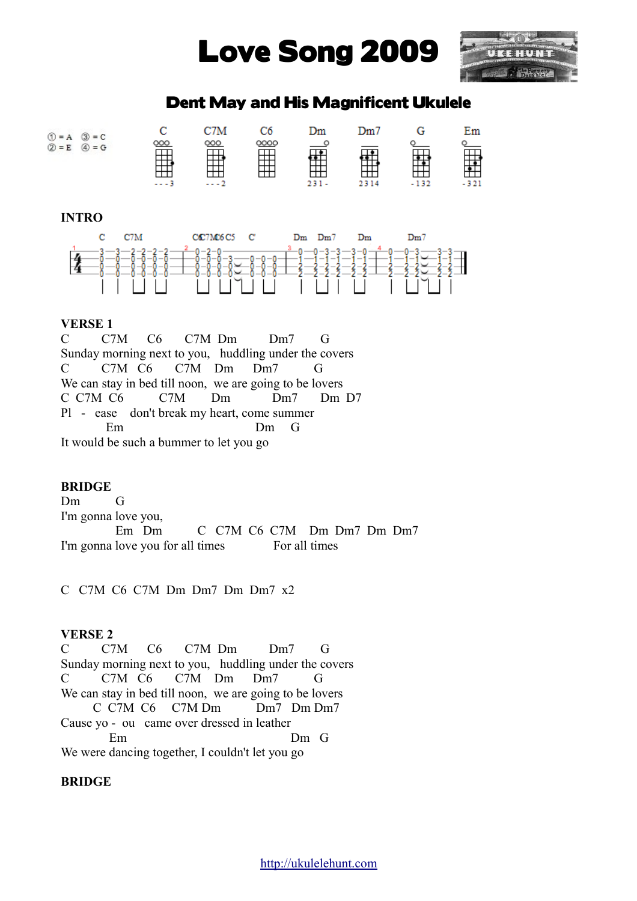# Love Song 2009

## Dent May and His Magnificent Ukulele

① = A ③ = C
② = E ④ = G

C (---3) C7M (---2) C6 Dm (231-) Dm7 (2314) G (-132) Em (-321)

**INTRO**

C C7M C6C7MC6 C5 C' Dm Dm7 Dm Dm7

**VERSE 1**

```
C        C7M      C6      C7M  Dm         Dm7       G
Sunday morning next to you,   huddling under the covers
C        C7M   C6      C7M    Dm      Dm7          G
We can stay in bed till noon,  we are going to be lovers
C  C7M  C6          C7M        Dm            Dm7       Dm  D7
Pl   -   ease    don't break my heart, come summer
           Em                                    Dm      G
It would be such a bummer to let you go
```

**BRIDGE**

```
Dm         G
I'm gonna love you,
              Em   Dm          C   C7M  C6  C7M    Dm  Dm7  Dm  Dm7
I'm gonna love you for all times              For all times
```

```
C   C7M  C6  C7M  Dm  Dm7  Dm  Dm7  x2
```

**VERSE 2**

```
C        C7M      C6      C7M  Dm         Dm7       G
Sunday morning next to you,   huddling under the covers
C        C7M   C6      C7M    Dm      Dm7          G
We can stay in bed till noon,  we are going to be lovers
        C  C7M  C6     C7M Dm           Dm7   Dm Dm7
Cause yo -  ou   came over dressed in leather
            Em                                          Dm   G
We were dancing together, I couldn't let you go
```

**BRIDGE**

http://ukulelehunt.com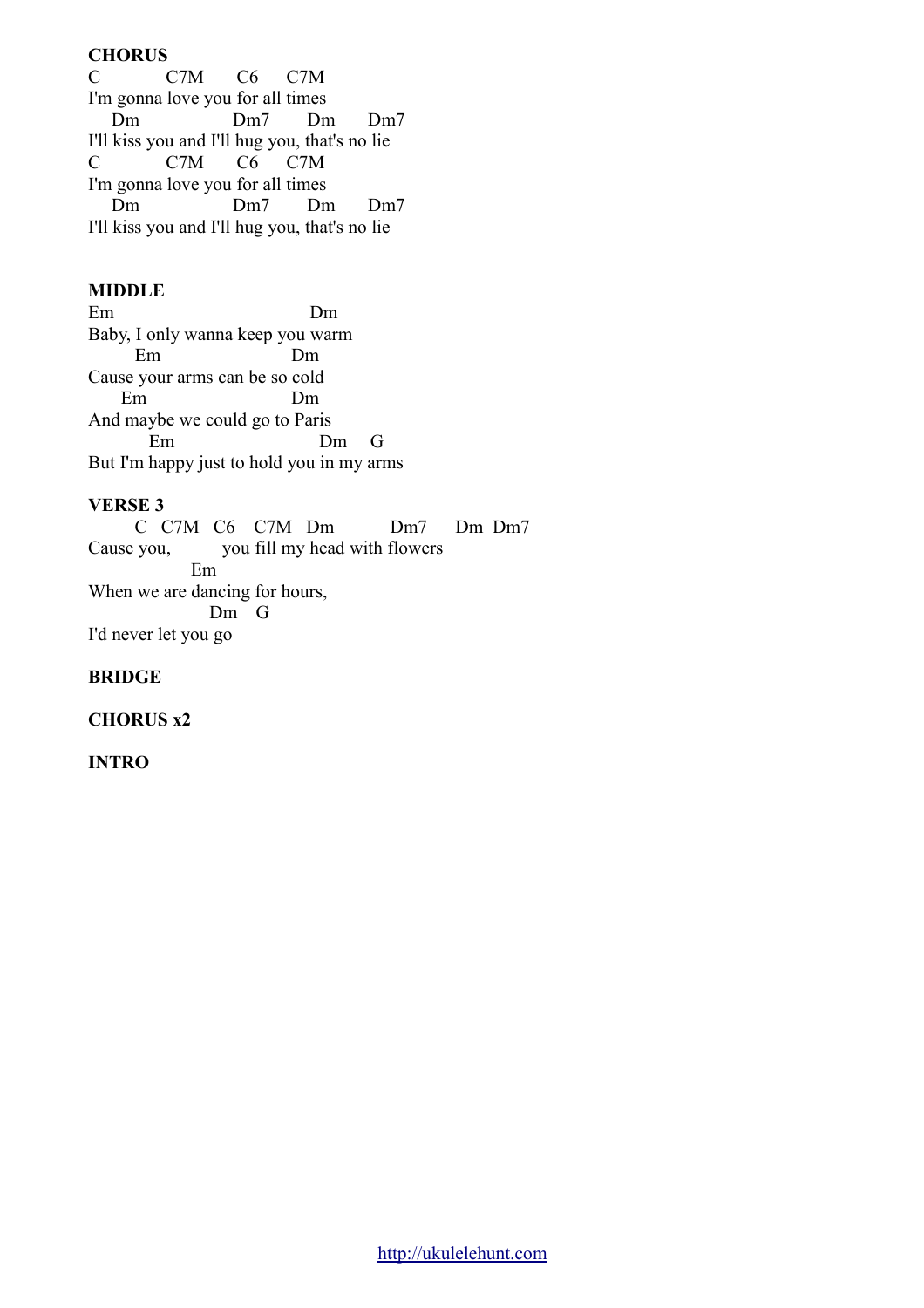**CHORUS**

```
C           C7M      C6     C7M
I'm gonna love you for all times
    Dm                  Dm7       Dm       Dm7
I'll kiss you and I'll hug you, that's no lie
C           C7M      C6     C7M
I'm gonna love you for all times
    Dm                  Dm7       Dm       Dm7
I'll kiss you and I'll hug you, that's no lie
```

**MIDDLE**

```
Em                            Dm
Baby, I only wanna keep you warm
        Em                   Dm
Cause your arms can be so cold
     Em                      Dm
And maybe we could go to Paris
          Em                       Dm     G
But I'm happy just to hold you in my arms
```

**VERSE 3**

```
        C   C7M   C6    C7M   Dm          Dm7      Dm  Dm7
Cause you,          you fill my head with flowers
                 Em
When we are dancing for hours,
                    Dm    G
I'd never let you go
```

**BRIDGE**

**CHORUS x2**

**INTRO**

http://ukulelehunt.com